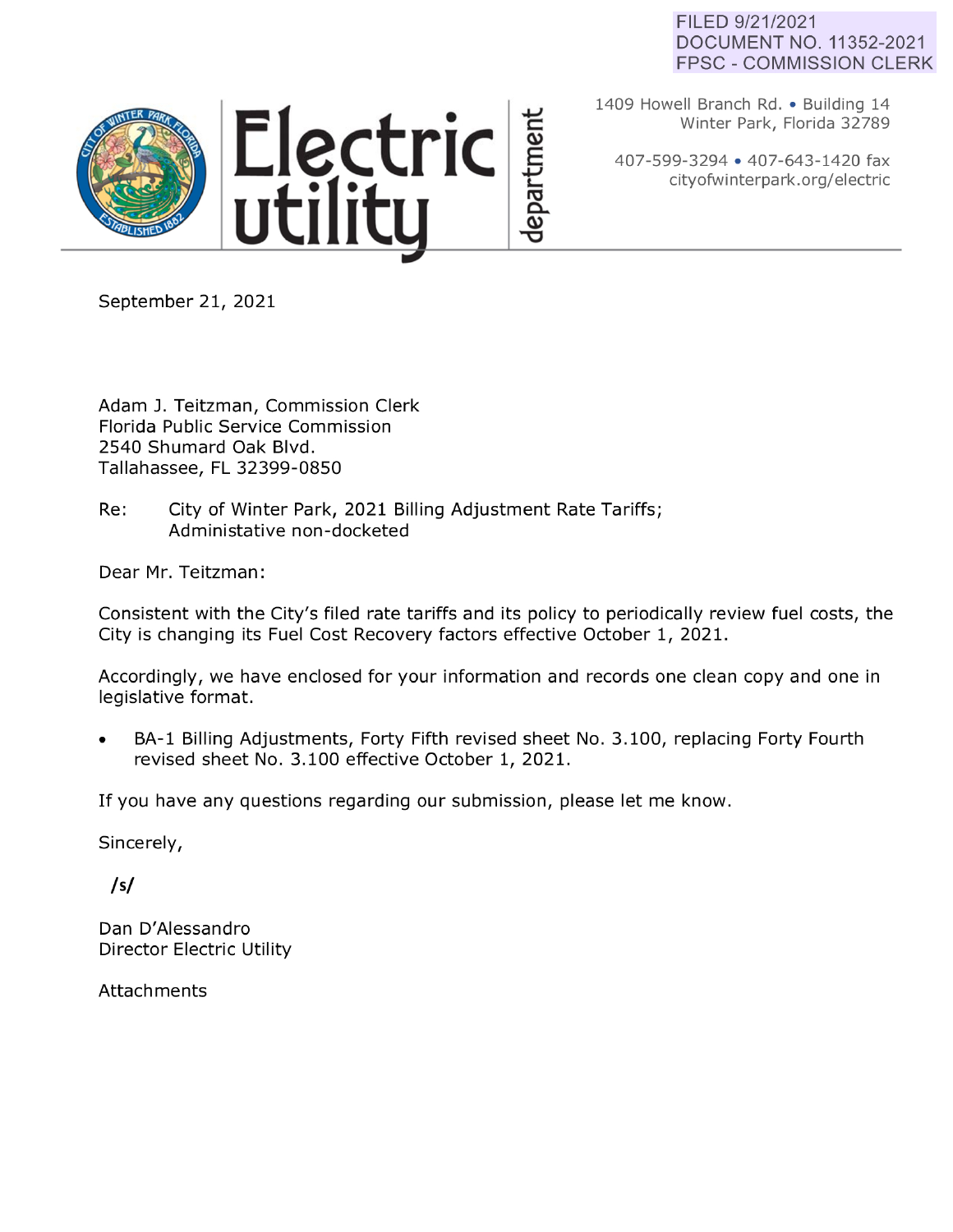FILED 9/21/2021
DOCUMENT NO. 11352-2021
FPSC - COMMISSION CLERK

# Electric utility department

1409 Howell Branch Rd. • Building 14
Winter Park, Florida 32789

407-599-3294 • 407-643-1420 fax
cityofwinterpark.org/electric

September 21, 2021

Adam J. Teitzman, Commission Clerk
Florida Public Service Commission
2540 Shumard Oak Blvd.
Tallahassee, FL 32399-0850

Re: City of Winter Park, 2021 Billing Adjustment Rate Tariffs; Administative non-docketed

Dear Mr. Teitzman:

Consistent with the City's filed rate tariffs and its policy to periodically review fuel costs, the City is changing its Fuel Cost Recovery factors effective October 1, 2021.

Accordingly, we have enclosed for your information and records one clean copy and one in legislative format.

- BA-1 Billing Adjustments, Forty Fifth revised sheet No. 3.100, replacing Forty Fourth revised sheet No. 3.100 effective October 1, 2021.

If you have any questions regarding our submission, please let me know.

Sincerely,

/s/

Dan D'Alessandro
Director Electric Utility

Attachments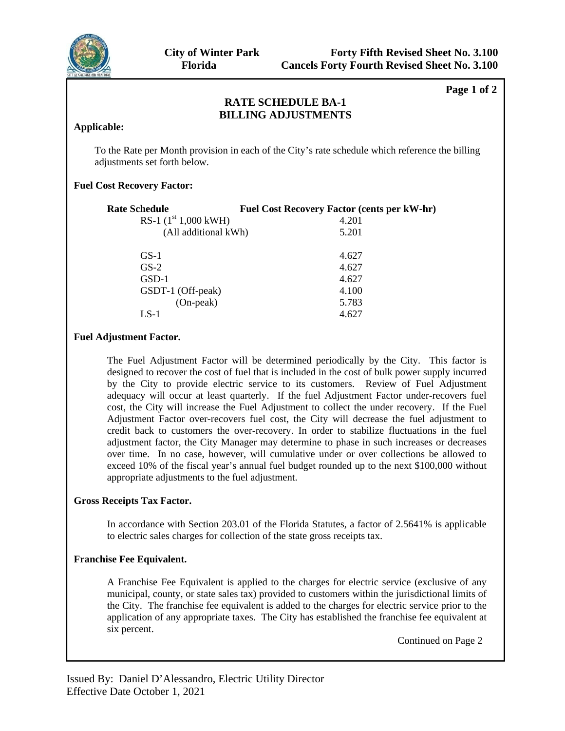City of Winter Park
Florida

Forty Fifth Revised Sheet No. 3.100
Cancels Forty Fourth Revised Sheet No. 3.100

Page 1 of 2

# RATE SCHEDULE BA-1
# BILLING ADJUSTMENTS

**Applicable:**

To the Rate per Month provision in each of the City's rate schedule which reference the billing adjustments set forth below.

**Fuel Cost Recovery Factor:**

| Rate Schedule | Fuel Cost Recovery Factor (cents per kW-hr) |
|---|---|
| RS-1 (1st 1,000 kWH) | 4.201 |
| (All additional kWh) | 5.201 |
| | |
| GS-1 | 4.627 |
| GS-2 | 4.627 |
| GSD-1 | 4.627 |
| GSDT-1 (Off-peak) | 4.100 |
| (On-peak) | 5.783 |
| LS-1 | 4.627 |

**Fuel Adjustment Factor.**

The Fuel Adjustment Factor will be determined periodically by the City. This factor is designed to recover the cost of fuel that is included in the cost of bulk power supply incurred by the City to provide electric service to its customers. Review of Fuel Adjustment adequacy will occur at least quarterly. If the fuel Adjustment Factor under-recovers fuel cost, the City will increase the Fuel Adjustment to collect the under recovery. If the Fuel Adjustment Factor over-recovers fuel cost, the City will decrease the fuel adjustment to credit back to customers the over-recovery. In order to stabilize fluctuations in the fuel adjustment factor, the City Manager may determine to phase in such increases or decreases over time. In no case, however, will cumulative under or over collections be allowed to exceed 10% of the fiscal year's annual fuel budget rounded up to the next $100,000 without appropriate adjustments to the fuel adjustment.

**Gross Receipts Tax Factor.**

In accordance with Section 203.01 of the Florida Statutes, a factor of 2.5641% is applicable to electric sales charges for collection of the state gross receipts tax.

**Franchise Fee Equivalent.**

A Franchise Fee Equivalent is applied to the charges for electric service (exclusive of any municipal, county, or state sales tax) provided to customers within the jurisdictional limits of the City. The franchise fee equivalent is added to the charges for electric service prior to the application of any appropriate taxes. The City has established the franchise fee equivalent at six percent.

Continued on Page 2

Issued By: Daniel D'Alessandro, Electric Utility Director
Effective Date October 1, 2021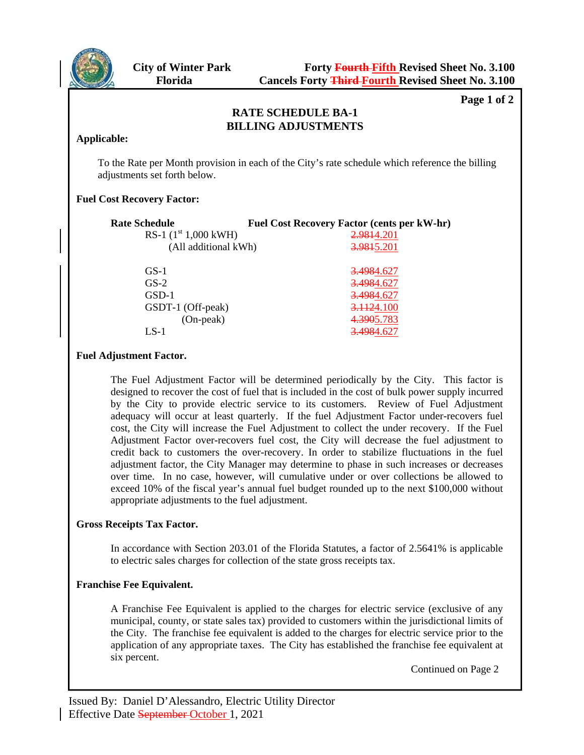**City of Winter Park Florida**

**Forty ~~Fourth~~ Fifth Revised Sheet No. 3.100**
**Cancels Forty ~~Third~~ Fourth Revised Sheet No. 3.100**

**Page 1 of 2**

## RATE SCHEDULE BA-1
## BILLING ADJUSTMENTS

**Applicable:**

To the Rate per Month provision in each of the City's rate schedule which reference the billing adjustments set forth below.

**Fuel Cost Recovery Factor:**

| Rate Schedule | Fuel Cost Recovery Factor (cents per kW-hr) |
|---|---|
| RS-1 (1st 1,000 kWH) | ~~2.981~~4.201 |
| (All additional kWh) | ~~3.981~~5.201 |
| GS-1 | ~~3.498~~4.627 |
| GS-2 | ~~3.498~~4.627 |
| GSD-1 | ~~3.498~~4.627 |
| GSDT-1 (Off-peak) | ~~3.112~~4.100 |
| (On-peak) | ~~4.390~~5.783 |
| LS-1 | ~~3.498~~4.627 |

**Fuel Adjustment Factor.**

The Fuel Adjustment Factor will be determined periodically by the City. This factor is designed to recover the cost of fuel that is included in the cost of bulk power supply incurred by the City to provide electric service to its customers. Review of Fuel Adjustment adequacy will occur at least quarterly. If the fuel Adjustment Factor under-recovers fuel cost, the City will increase the Fuel Adjustment to collect the under recovery. If the Fuel Adjustment Factor over-recovers fuel cost, the City will decrease the fuel adjustment to credit back to customers the over-recovery. In order to stabilize fluctuations in the fuel adjustment factor, the City Manager may determine to phase in such increases or decreases over time. In no case, however, will cumulative under or over collections be allowed to exceed 10% of the fiscal year's annual fuel budget rounded up to the next $100,000 without appropriate adjustments to the fuel adjustment.

**Gross Receipts Tax Factor.**

In accordance with Section 203.01 of the Florida Statutes, a factor of 2.5641% is applicable to electric sales charges for collection of the state gross receipts tax.

**Franchise Fee Equivalent.**

A Franchise Fee Equivalent is applied to the charges for electric service (exclusive of any municipal, county, or state sales tax) provided to customers within the jurisdictional limits of the City. The franchise fee equivalent is added to the charges for electric service prior to the application of any appropriate taxes. The City has established the franchise fee equivalent at six percent.

Continued on Page 2

Issued By: Daniel D'Alessandro, Electric Utility Director
Effective Date ~~September~~ October 1, 2021